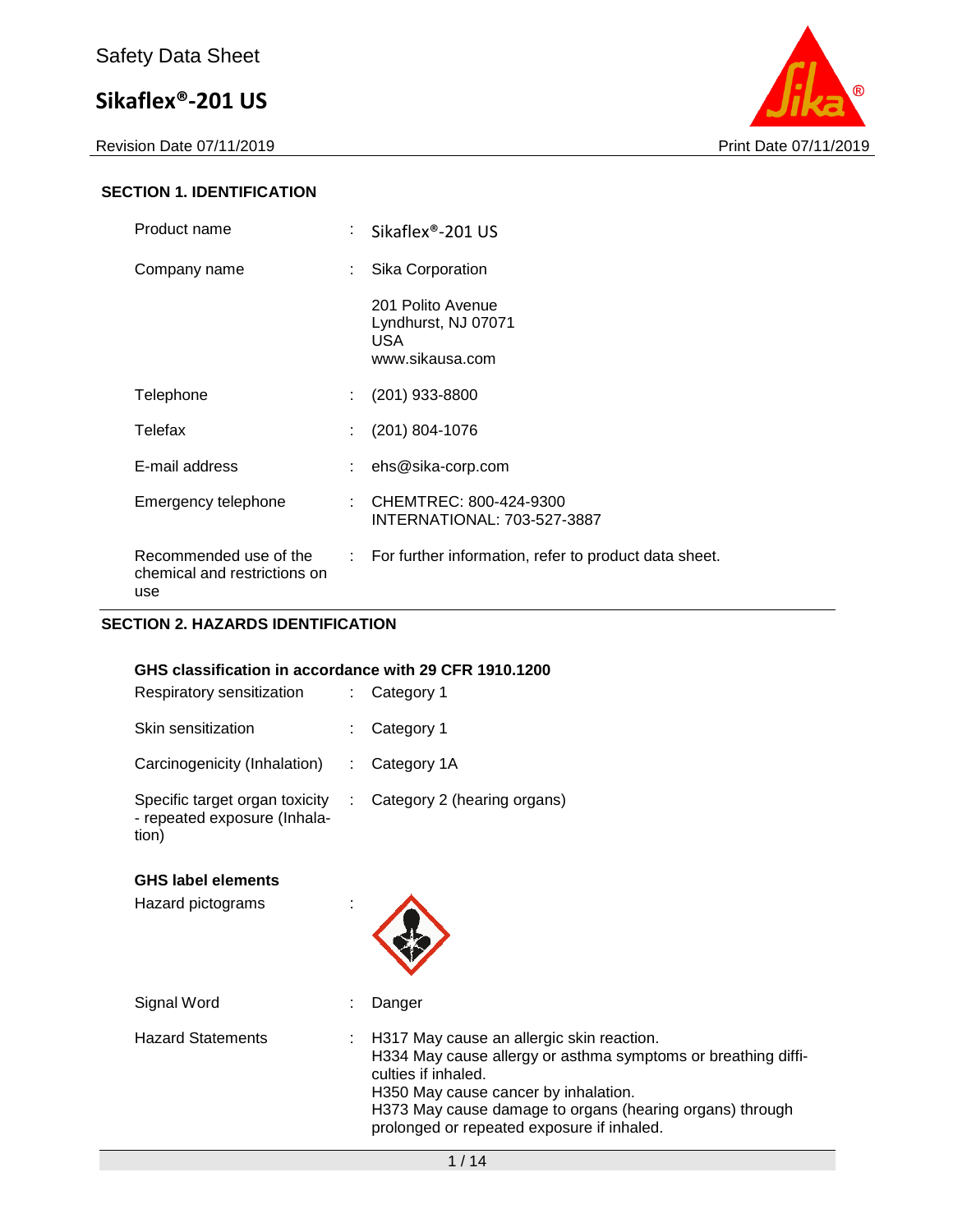Safety Data Sheet

# Sikaflex®-201 US

Revision Date 07/11/2019 | Print Date 07/11/2019

## SECTION 1. IDENTIFICATION

| | | |
|---|---|---|
| Product name | : | Sikaflex®-201 US |
| Company name | : | Sika Corporation<br><br>201 Polito Avenue<br>Lyndhurst, NJ 07071<br>USA<br>www.sikausa.com |
| Telephone | : | (201) 933-8800 |
| Telefax | : | (201) 804-1076 |
| E-mail address | : | ehs@sika-corp.com |
| Emergency telephone | : | CHEMTREC: 800-424-9300<br>INTERNATIONAL: 703-527-3887 |
| Recommended use of the chemical and restrictions on use | : | For further information, refer to product data sheet. |

## SECTION 2. HAZARDS IDENTIFICATION

### GHS classification in accordance with 29 CFR 1910.1200

| | | |
|---|---|---|
| Respiratory sensitization | : | Category 1 |
| Skin sensitization | : | Category 1 |
| Carcinogenicity (Inhalation) | : | Category 1A |
| Specific target organ toxicity - repeated exposure (Inhalation) | : | Category 2 (hearing organs) |

### GHS label elements

| | | |
|---|---|---|
| Hazard pictograms | : | |
| Signal Word | : | Danger |
| Hazard Statements | : | H317 May cause an allergic skin reaction.<br>H334 May cause allergy or asthma symptoms or breathing difficulties if inhaled.<br>H350 May cause cancer by inhalation.<br>H373 May cause damage to organs (hearing organs) through prolonged or repeated exposure if inhaled. |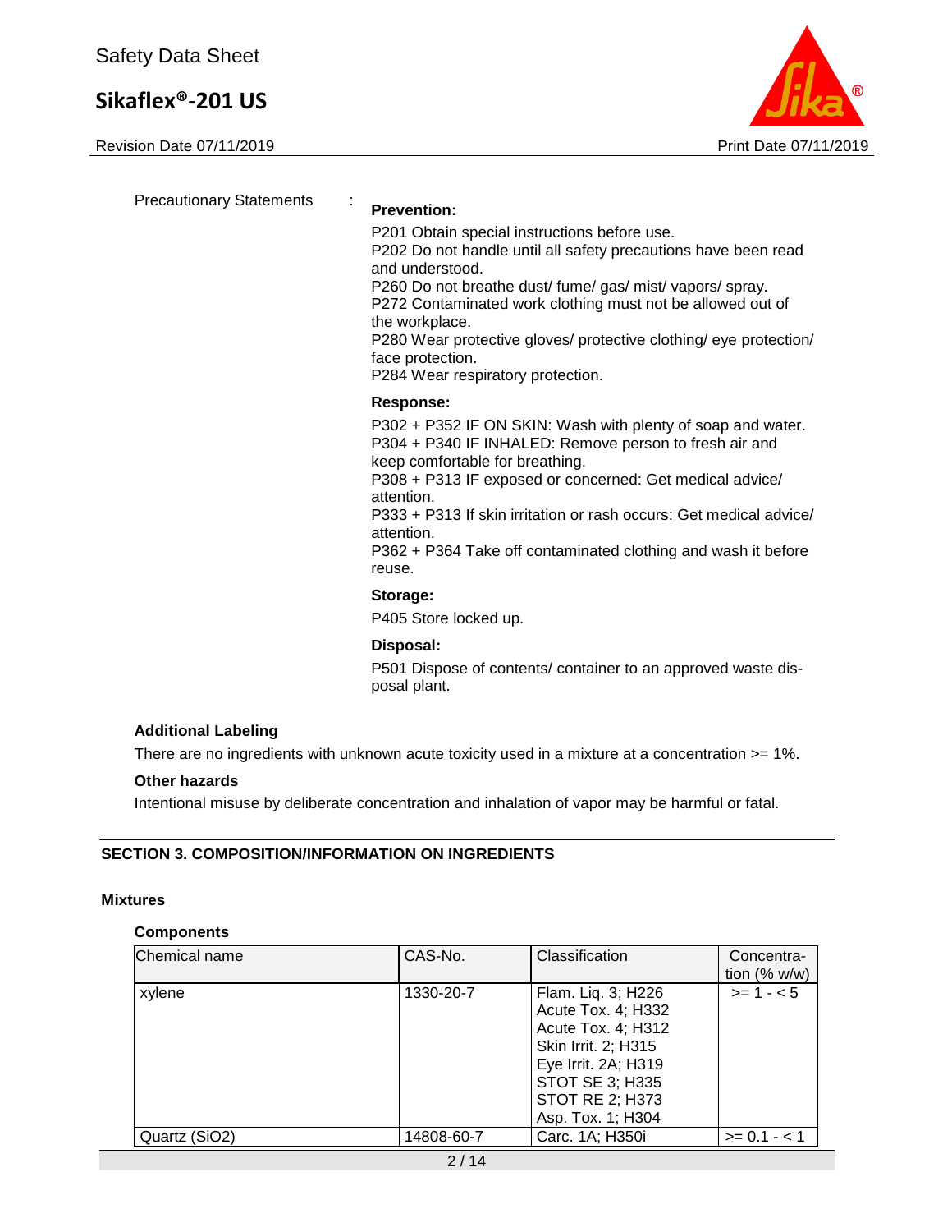Precautionary Statements :

**Prevention:**

P201 Obtain special instructions before use.
P202 Do not handle until all safety precautions have been read and understood.
P260 Do not breathe dust/ fume/ gas/ mist/ vapors/ spray.
P272 Contaminated work clothing must not be allowed out of the workplace.
P280 Wear protective gloves/ protective clothing/ eye protection/ face protection.
P284 Wear respiratory protection.

**Response:**

P302 + P352 IF ON SKIN: Wash with plenty of soap and water.
P304 + P340 IF INHALED: Remove person to fresh air and keep comfortable for breathing.
P308 + P313 IF exposed or concerned: Get medical advice/ attention.
P333 + P313 If skin irritation or rash occurs: Get medical advice/ attention.
P362 + P364 Take off contaminated clothing and wash it before reuse.

**Storage:**

P405 Store locked up.

**Disposal:**

P501 Dispose of contents/ container to an approved waste disposal plant.

**Additional Labeling**

There are no ingredients with unknown acute toxicity used in a mixture at a concentration >= 1%.

**Other hazards**

Intentional misuse by deliberate concentration and inhalation of vapor may be harmful or fatal.

## SECTION 3. COMPOSITION/INFORMATION ON INGREDIENTS

**Mixtures**

**Components**

| Chemical name | CAS-No. | Classification | Concentration (% w/w) |
|---|---|---|---|
| xylene | 1330-20-7 | Flam. Liq. 3; H226<br>Acute Tox. 4; H332<br>Acute Tox. 4; H312<br>Skin Irrit. 2; H315<br>Eye Irrit. 2A; H319<br>STOT SE 3; H335<br>STOT RE 2; H373<br>Asp. Tox. 1; H304 | >= 1 - < 5 |
| Quartz ($SiO_2$) | 14808-60-7 | Carc. 1A; H350i | >= 0.1 - < 1 |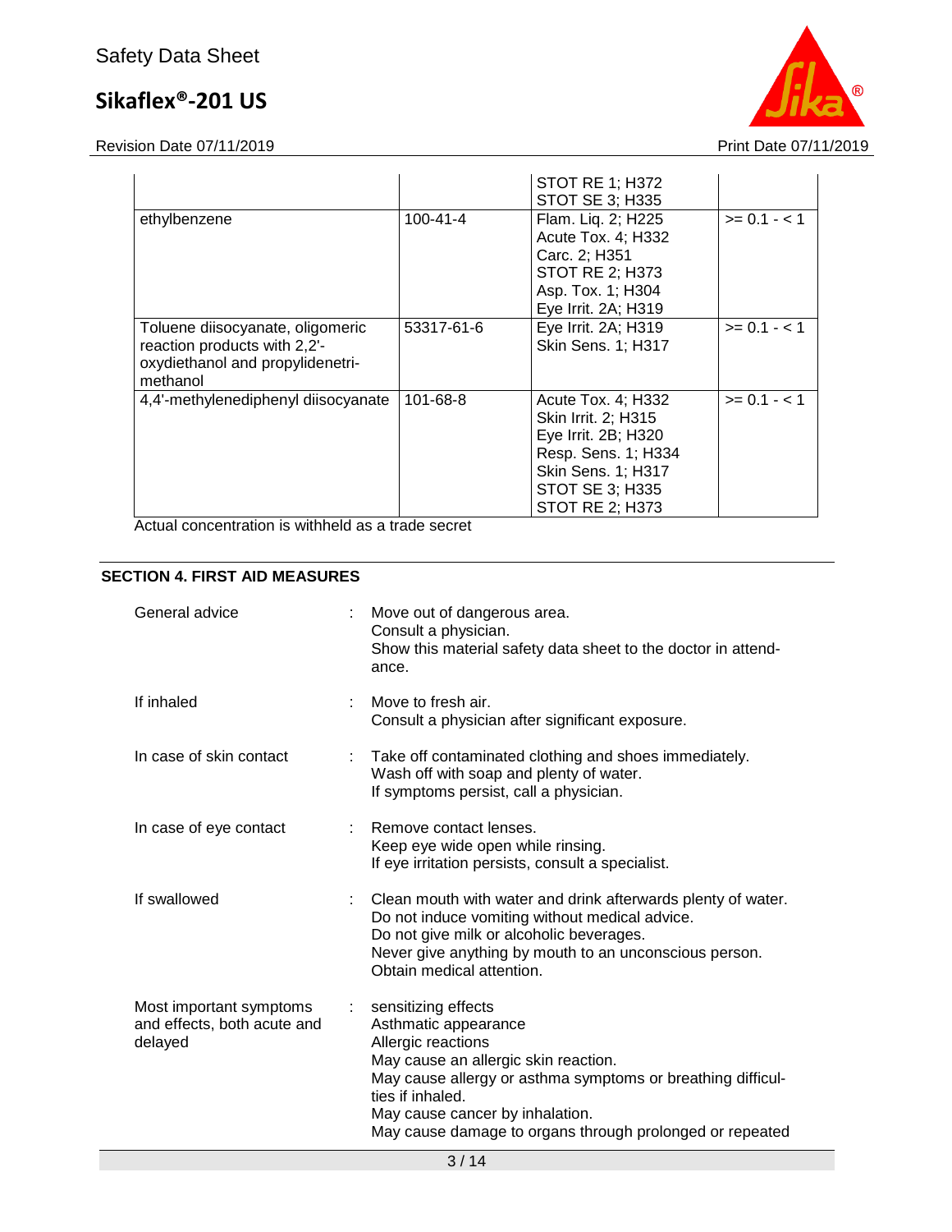| | | | |
|---|---|---|---|
| | | STOT RE 1; H372<br>STOT SE 3; H335 | |
| ethylbenzene | 100-41-4 | Flam. Liq. 2; H225<br>Acute Tox. 4; H332<br>Carc. 2; H351<br>STOT RE 2; H373<br>Asp. Tox. 1; H304<br>Eye Irrit. 2A; H319 | >= 0.1 - < 1 |
| Toluene diisocyanate, oligomeric reaction products with 2,2'-oxydiethanol and propylidenetri-methanol | 53317-61-6 | Eye Irrit. 2A; H319<br>Skin Sens. 1; H317 | >= 0.1 - < 1 |
| 4,4'-methylenediphenyl diisocyanate | 101-68-8 | Acute Tox. 4; H332<br>Skin Irrit. 2; H315<br>Eye Irrit. 2B; H320<br>Resp. Sens. 1; H334<br>Skin Sens. 1; H317<br>STOT SE 3; H335<br>STOT RE 2; H373 | >= 0.1 - < 1 |

Actual concentration is withheld as a trade secret

## SECTION 4. FIRST AID MEASURES

General advice : Move out of dangerous area.
Consult a physician.
Show this material safety data sheet to the doctor in attendance.

If inhaled : Move to fresh air.
Consult a physician after significant exposure.

In case of skin contact : Take off contaminated clothing and shoes immediately.
Wash off with soap and plenty of water.
If symptoms persist, call a physician.

In case of eye contact : Remove contact lenses.
Keep eye wide open while rinsing.
If eye irritation persists, consult a specialist.

If swallowed : Clean mouth with water and drink afterwards plenty of water.
Do not induce vomiting without medical advice.
Do not give milk or alcoholic beverages.
Never give anything by mouth to an unconscious person.
Obtain medical attention.

Most important symptoms and effects, both acute and delayed : sensitizing effects
Asthmatic appearance
Allergic reactions
May cause an allergic skin reaction.
May cause allergy or asthma symptoms or breathing difficulties if inhaled.
May cause cancer by inhalation.
May cause damage to organs through prolonged or repeated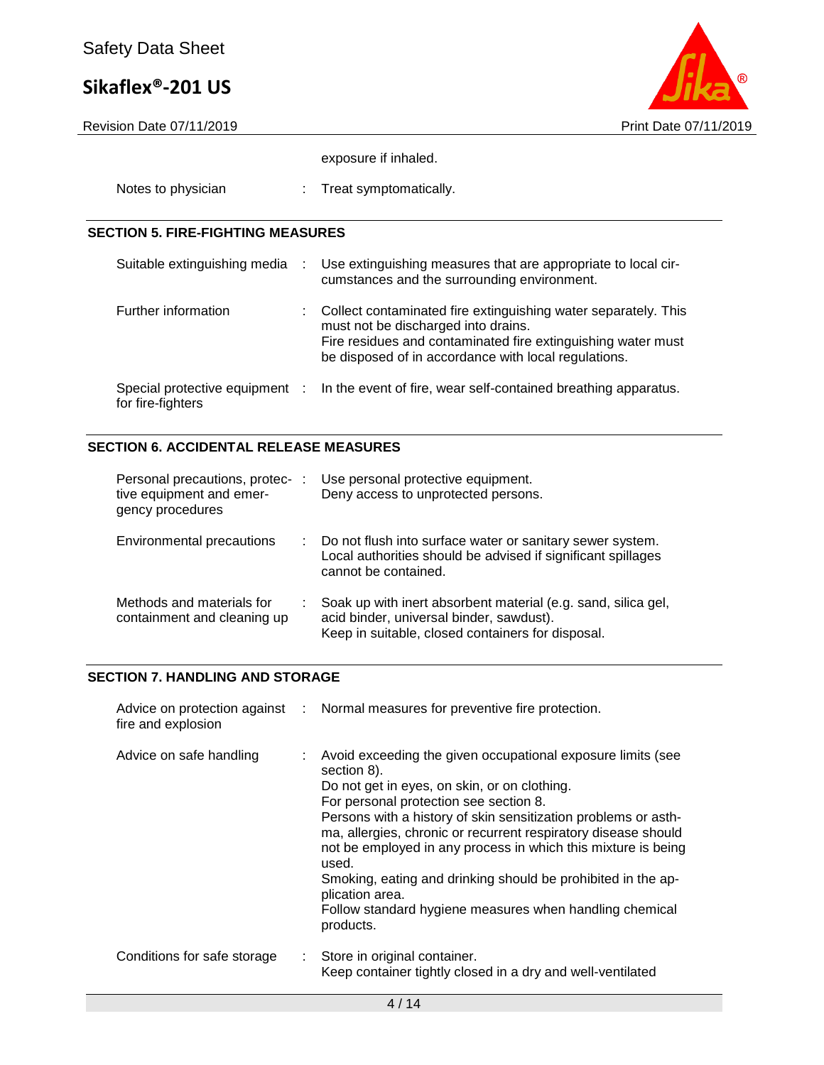exposure if inhaled.

| | |
|---|---|
| Notes to physician | : Treat symptomatically. |

## SECTION 5. FIRE-FIGHTING MEASURES

| | |
|---|---|
| Suitable extinguishing media | : Use extinguishing measures that are appropriate to local circumstances and the surrounding environment. |
| Further information | : Collect contaminated fire extinguishing water separately. This must not be discharged into drains. Fire residues and contaminated fire extinguishing water must be disposed of in accordance with local regulations. |
| Special protective equipment for fire-fighters | : In the event of fire, wear self-contained breathing apparatus. |

## SECTION 6. ACCIDENTAL RELEASE MEASURES

| | |
|---|---|
| Personal precautions, protective equipment and emergency procedures | : Use personal protective equipment. Deny access to unprotected persons. |
| Environmental precautions | : Do not flush into surface water or sanitary sewer system. Local authorities should be advised if significant spillages cannot be contained. |
| Methods and materials for containment and cleaning up | : Soak up with inert absorbent material (e.g. sand, silica gel, acid binder, universal binder, sawdust). Keep in suitable, closed containers for disposal. |

## SECTION 7. HANDLING AND STORAGE

| | |
|---|---|
| Advice on protection against fire and explosion | : Normal measures for preventive fire protection. |
| Advice on safe handling | : Avoid exceeding the given occupational exposure limits (see section 8). Do not get in eyes, on skin, or on clothing. For personal protection see section 8. Persons with a history of skin sensitization problems or asthma, allergies, chronic or recurrent respiratory disease should not be employed in any process in which this mixture is being used. Smoking, eating and drinking should be prohibited in the application area. Follow standard hygiene measures when handling chemical products. |
| Conditions for safe storage | : Store in original container. Keep container tightly closed in a dry and well-ventilated |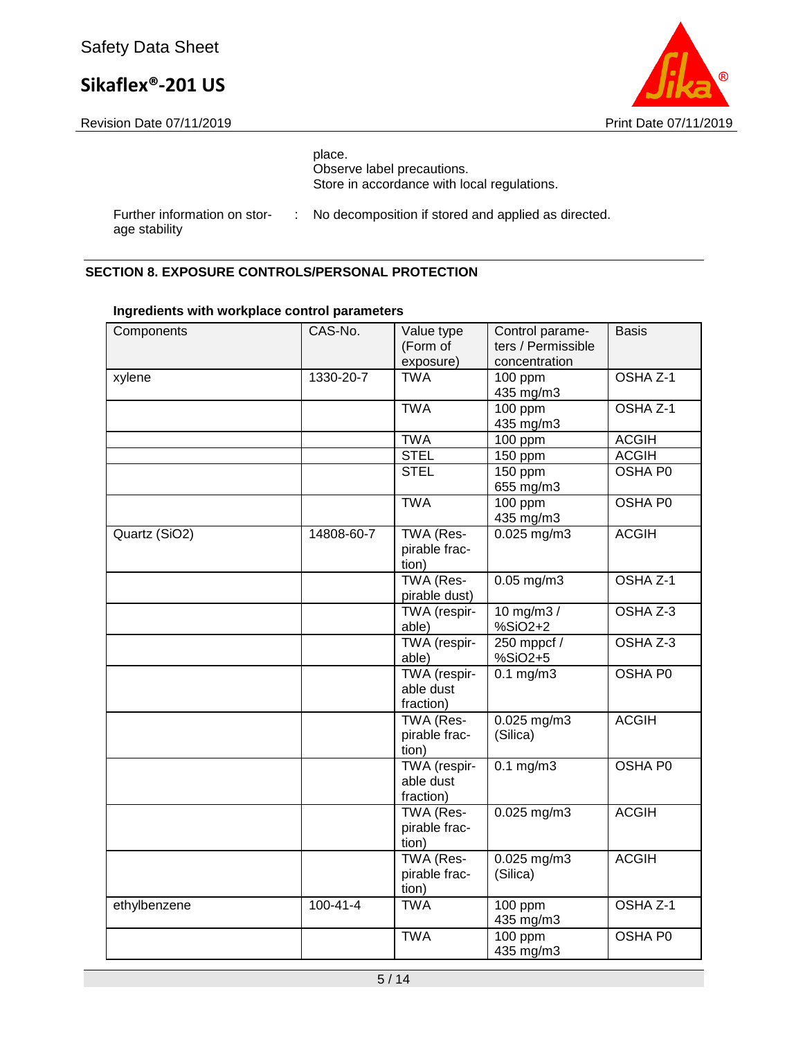place.
Observe label precautions.
Store in accordance with local regulations.

Further information on storage stability : No decomposition if stored and applied as directed.

## SECTION 8. EXPOSURE CONTROLS/PERSONAL PROTECTION

**Ingredients with workplace control parameters**

| Components | CAS-No. | Value type (Form of exposure) | Control parameters / Permissible concentration | Basis |
|---|---|---|---|---|
| xylene | 1330-20-7 | TWA | 100 ppm<br>435 mg/m3 | OSHA Z-1 |
| | | TWA | 100 ppm<br>435 mg/m3 | OSHA Z-1 |
| | | TWA | 100 ppm | ACGIH |
| | | STEL | 150 ppm | ACGIH |
| | | STEL | 150 ppm<br>655 mg/m3 | OSHA P0 |
| | | TWA | 100 ppm<br>435 mg/m3 | OSHA P0 |
| Quartz ($SiO_2$) | 14808-60-7 | TWA (Respirable fraction) | 0.025 mg/m3 | ACGIH |
| | | TWA (Respirable dust) | 0.05 mg/m3 | OSHA Z-1 |
| | | TWA (respirable) | 10 mg/m3 / %SiO2+2 | OSHA Z-3 |
| | | TWA (respirable) | 250 mppcf / %SiO2+5 | OSHA Z-3 |
| | | TWA (respirable dust fraction) | 0.1 mg/m3 | OSHA P0 |
| | | TWA (Respirable fraction) | 0.025 mg/m3 (Silica) | ACGIH |
| | | TWA (respirable dust fraction) | 0.1 mg/m3 | OSHA P0 |
| | | TWA (Respirable fraction) | 0.025 mg/m3 | ACGIH |
| | | TWA (Respirable fraction) | 0.025 mg/m3 (Silica) | ACGIH |
| ethylbenzene | 100-41-4 | TWA | 100 ppm<br>435 mg/m3 | OSHA Z-1 |
| | | TWA | 100 ppm<br>435 mg/m3 | OSHA P0 |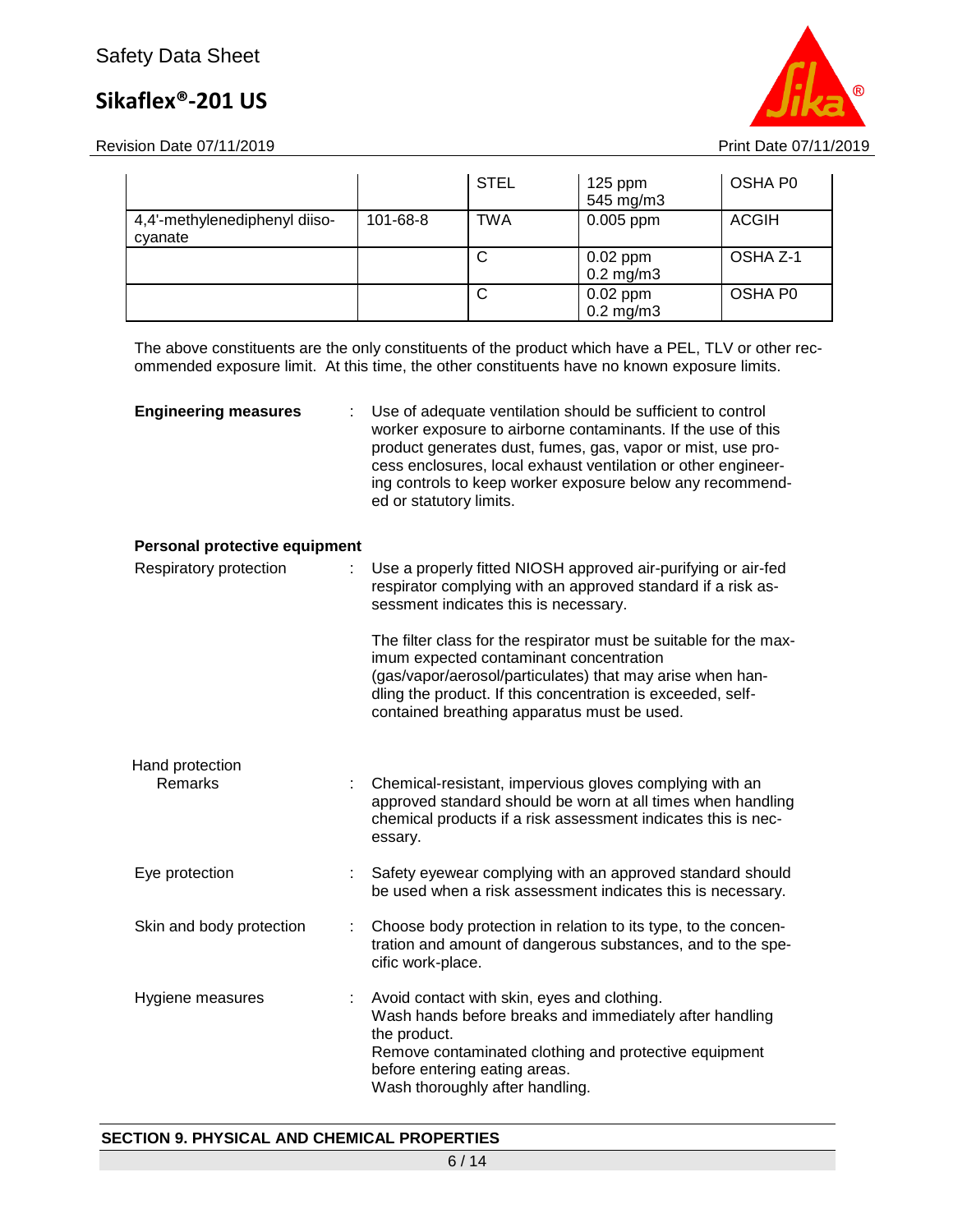| | | | | |
|---|---|---|---|---|
| | | STEL | 125 ppm<br>545 mg/m3 | OSHA P0 |
| 4,4'-methylenediphenyl diiso-cyanate | 101-68-8 | TWA | 0.005 ppm | ACGIH |
| | | C | 0.02 ppm<br>0.2 mg/m3 | OSHA Z-1 |
| | | C | 0.02 ppm<br>0.2 mg/m3 | OSHA P0 |

The above constituents are the only constituents of the product which have a PEL, TLV or other recommended exposure limit. At this time, the other constituents have no known exposure limits.

**Engineering measures** : Use of adequate ventilation should be sufficient to control worker exposure to airborne contaminants. If the use of this product generates dust, fumes, gas, vapor or mist, use process enclosures, local exhaust ventilation or other engineering controls to keep worker exposure below any recommended or statutory limits.

**Personal protective equipment**

Respiratory protection : Use a properly fitted NIOSH approved air-purifying or air-fed respirator complying with an approved standard if a risk assessment indicates this is necessary.

The filter class for the respirator must be suitable for the maximum expected contaminant concentration (gas/vapor/aerosol/particulates) that may arise when handling the product. If this concentration is exceeded, self-contained breathing apparatus must be used.

Hand protection

Remarks : Chemical-resistant, impervious gloves complying with an approved standard should be worn at all times when handling chemical products if a risk assessment indicates this is necessary.

Eye protection : Safety eyewear complying with an approved standard should be used when a risk assessment indicates this is necessary.

Skin and body protection : Choose body protection in relation to its type, to the concentration and amount of dangerous substances, and to the specific work-place.

Hygiene measures : Avoid contact with skin, eyes and clothing.
Wash hands before breaks and immediately after handling the product.
Remove contaminated clothing and protective equipment before entering eating areas.
Wash thoroughly after handling.

## SECTION 9. PHYSICAL AND CHEMICAL PROPERTIES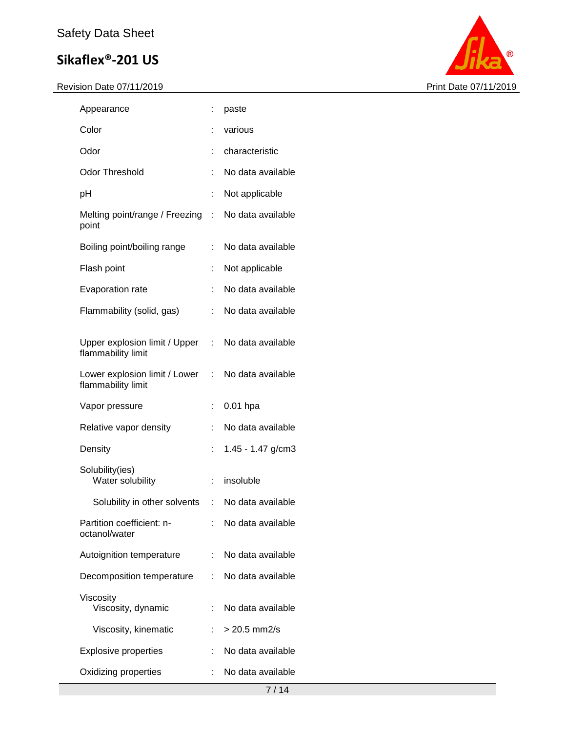| Property | | Value |
|---|---|---|
| Appearance | : | paste |
| Color | : | various |
| Odor | : | characteristic |
| Odor Threshold | : | No data available |
| pH | : | Not applicable |
| Melting point/range / Freezing point | : | No data available |
| Boiling point/boiling range | : | No data available |
| Flash point | : | Not applicable |
| Evaporation rate | : | No data available |
| Flammability (solid, gas) | : | No data available |
| Upper explosion limit / Upper flammability limit | : | No data available |
| Lower explosion limit / Lower flammability limit | : | No data available |
| Vapor pressure | : | 0.01 hpa |
| Relative vapor density | : | No data available |
| Density | : | 1.45 - 1.47 g/cm3 |
| Solubility(ies) | | |
| Water solubility | : | insoluble |
| Solubility in other solvents | : | No data available |
| Partition coefficient: n-octanol/water | : | No data available |
| Autoignition temperature | : | No data available |
| Decomposition temperature | : | No data available |
| Viscosity | | |
| Viscosity, dynamic | : | No data available |
| Viscosity, kinematic | : | > 20.5 mm2/s |
| Explosive properties | : | No data available |
| Oxidizing properties | : | No data available |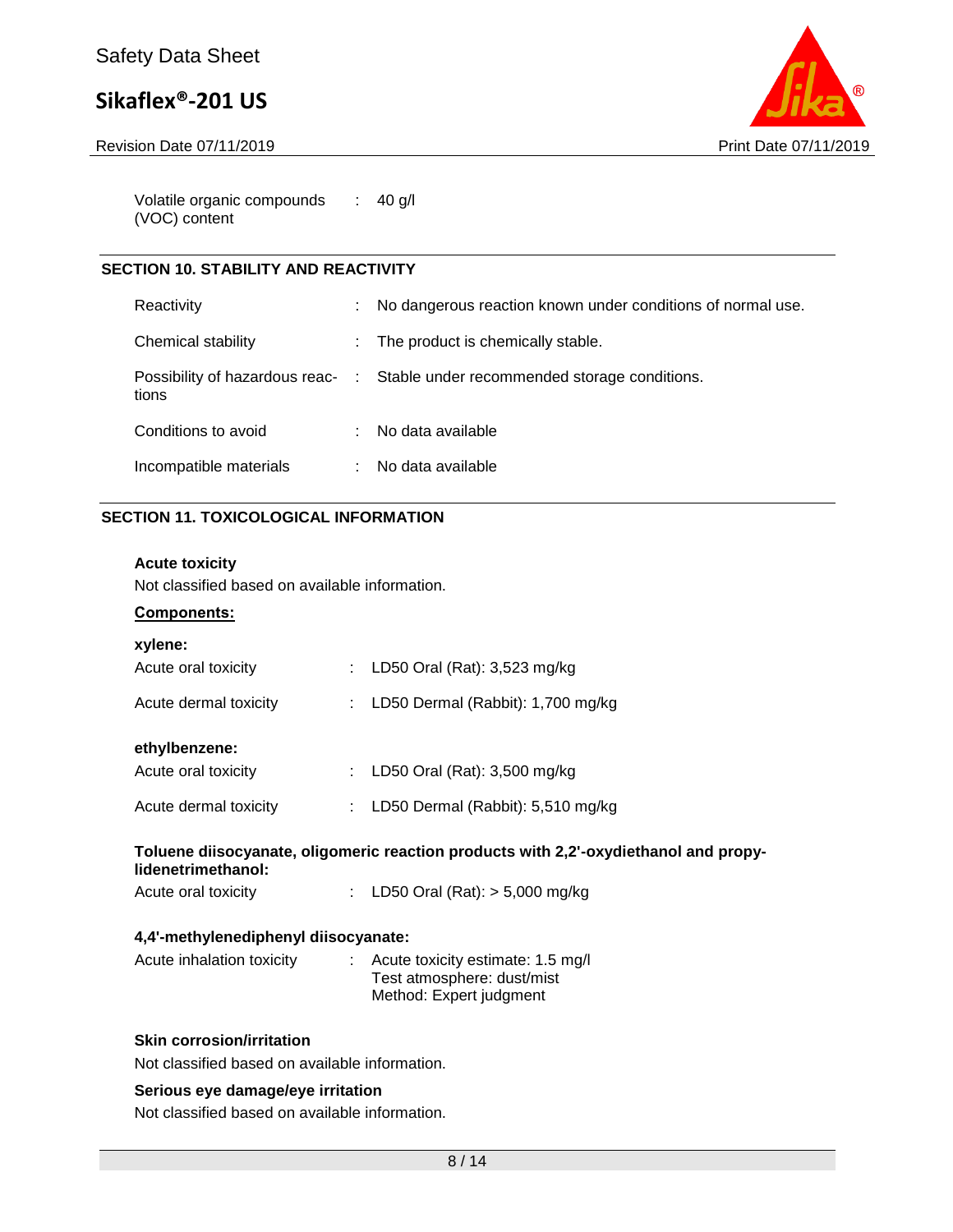| | | |
|---|---|---|
| Volatile organic compounds (VOC) content | : | 40 g/l |

## SECTION 10. STABILITY AND REACTIVITY

| | | |
|---|---|---|
| Reactivity | : | No dangerous reaction known under conditions of normal use. |
| Chemical stability | : | The product is chemically stable. |
| Possibility of hazardous reactions | : | Stable under recommended storage conditions. |
| Conditions to avoid | : | No data available |
| Incompatible materials | : | No data available |

## SECTION 11. TOXICOLOGICAL INFORMATION

**Acute toxicity**

Not classified based on available information.

**Components:**

**xylene:**

| | | |
|---|---|---|
| Acute oral toxicity | : | LD50 Oral (Rat): 3,523 mg/kg |
| Acute dermal toxicity | : | LD50 Dermal (Rabbit): 1,700 mg/kg |

**ethylbenzene:**

| | | |
|---|---|---|
| Acute oral toxicity | : | LD50 Oral (Rat): 3,500 mg/kg |
| Acute dermal toxicity | : | LD50 Dermal (Rabbit): 5,510 mg/kg |

**Toluene diisocyanate, oligomeric reaction products with 2,2'-oxydiethanol and propylidenetrimethanol:**

| | | |
|---|---|---|
| Acute oral toxicity | : | LD50 Oral (Rat): > 5,000 mg/kg |

**4,4'-methylenediphenyl diisocyanate:**

| | | |
|---|---|---|
| Acute inhalation toxicity | : | Acute toxicity estimate: 1.5 mg/l<br>Test atmosphere: dust/mist<br>Method: Expert judgment |

**Skin corrosion/irritation**

Not classified based on available information.

**Serious eye damage/eye irritation**

Not classified based on available information.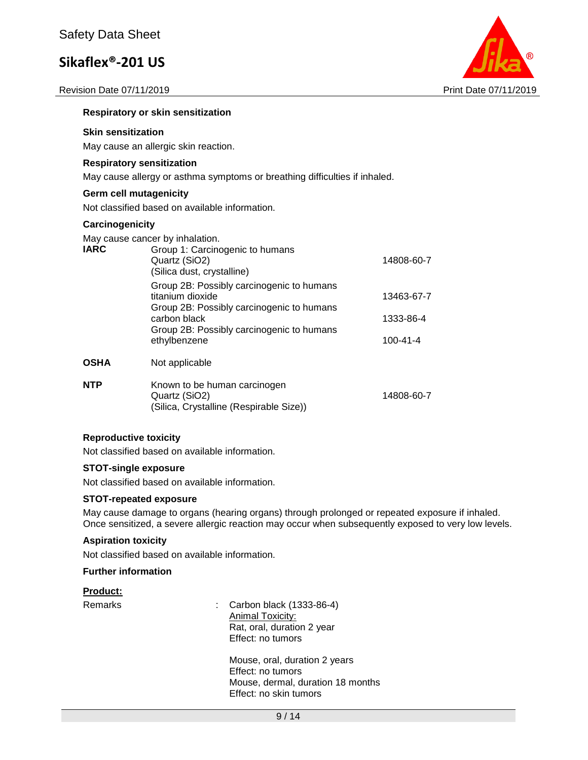### Respiratory or skin sensitization

**Skin sensitization**

May cause an allergic skin reaction.

**Respiratory sensitization**

May cause allergy or asthma symptoms or breathing difficulties if inhaled.

### Germ cell mutagenicity

Not classified based on available information.

### Carcinogenicity

May cause cancer by inhalation.

| | | |
|---|---|---|
| **IARC** | Group 1: Carcinogenic to humans<br>Quartz ($SiO_2$)<br>(Silica dust, crystalline) | 14808-60-7 |
| | Group 2B: Possibly carcinogenic to humans<br>titanium dioxide | 13463-67-7 |
| | Group 2B: Possibly carcinogenic to humans<br>carbon black | 1333-86-4 |
| | Group 2B: Possibly carcinogenic to humans<br>ethylbenzene | 100-41-4 |
| **OSHA** | Not applicable | |
| **NTP** | Known to be human carcinogen<br>Quartz ($SiO_2$)<br>(Silica, Crystalline (Respirable Size)) | 14808-60-7 |

### Reproductive toxicity

Not classified based on available information.

### STOT-single exposure

Not classified based on available information.

### STOT-repeated exposure

May cause damage to organs (hearing organs) through prolonged or repeated exposure if inhaled.
Once sensitized, a severe allergic reaction may occur when subsequently exposed to very low levels.

### Aspiration toxicity

Not classified based on available information.

### Further information

**Product:**

Remarks : Carbon black (1333-86-4)
Animal Toxicity:
Rat, oral, duration 2 year
Effect: no tumors

Mouse, oral, duration 2 years
Effect: no tumors
Mouse, dermal, duration 18 months
Effect: no skin tumors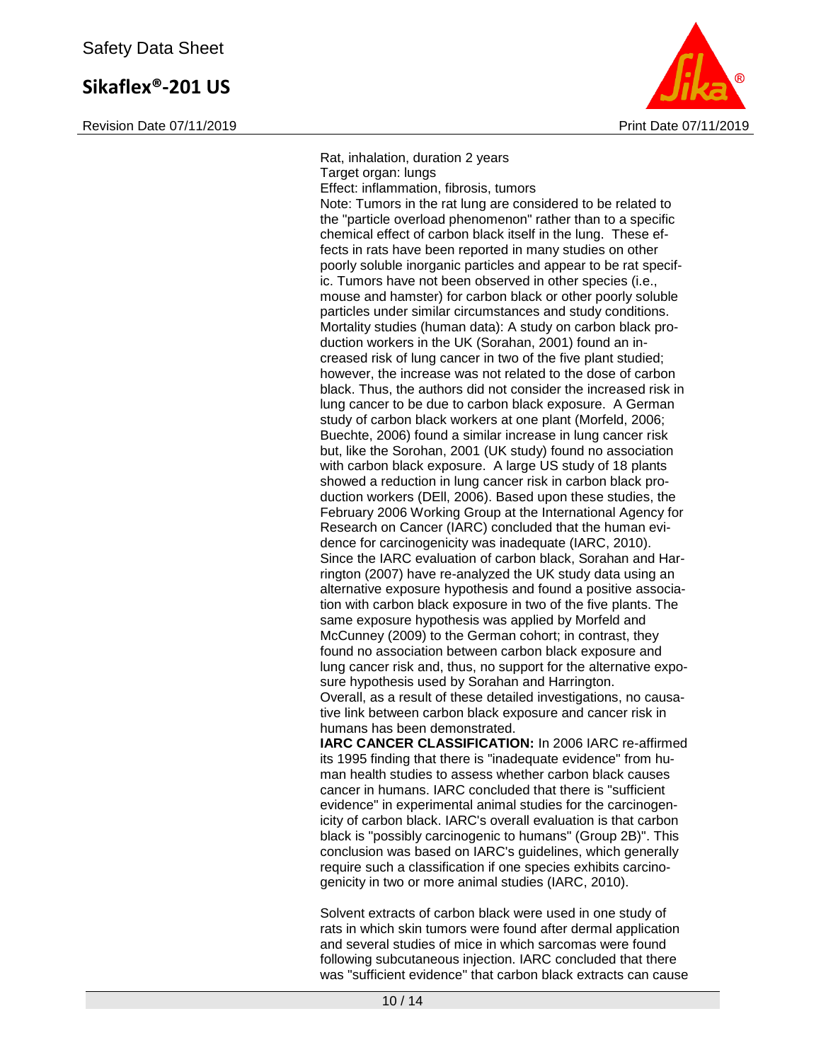Rat, inhalation, duration 2 years
Target organ: lungs
Effect: inflammation, fibrosis, tumors
Note: Tumors in the rat lung are considered to be related to the "particle overload phenomenon" rather than to a specific chemical effect of carbon black itself in the lung. These effects in rats have been reported in many studies on other poorly soluble inorganic particles and appear to be rat specific. Tumors have not been observed in other species (i.e., mouse and hamster) for carbon black or other poorly soluble particles under similar circumstances and study conditions.
Mortality studies (human data): A study on carbon black production workers in the UK (Sorahan, 2001) found an increased risk of lung cancer in two of the five plant studied; however, the increase was not related to the dose of carbon black. Thus, the authors did not consider the increased risk in lung cancer to be due to carbon black exposure. A German study of carbon black workers at one plant (Morfeld, 2006; Buechte, 2006) found a similar increase in lung cancer risk but, like the Sorohan, 2001 (UK study) found no association with carbon black exposure. A large US study of 18 plants showed a reduction in lung cancer risk in carbon black production workers (DEll, 2006). Based upon these studies, the February 2006 Working Group at the International Agency for Research on Cancer (IARC) concluded that the human evidence for carcinogenicity was inadequate (IARC, 2010).
Since the IARC evaluation of carbon black, Sorahan and Harrington (2007) have re-analyzed the UK study data using an alternative exposure hypothesis and found a positive association with carbon black exposure in two of the five plants. The same exposure hypothesis was applied by Morfeld and McCunney (2009) to the German cohort; in contrast, they found no association between carbon black exposure and lung cancer risk and, thus, no support for the alternative exposure hypothesis used by Sorahan and Harrington.
Overall, as a result of these detailed investigations, no causative link between carbon black exposure and cancer risk in humans has been demonstrated.
**IARC CANCER CLASSIFICATION:** In 2006 IARC re-affirmed its 1995 finding that there is "inadequate evidence" from human health studies to assess whether carbon black causes cancer in humans. IARC concluded that there is "sufficient evidence" in experimental animal studies for the carcinogenicity of carbon black. IARC's overall evaluation is that carbon black is "possibly carcinogenic to humans" (Group 2B)". This conclusion was based on IARC's guidelines, which generally require such a classification if one species exhibits carcinogenicity in two or more animal studies (IARC, 2010).

Solvent extracts of carbon black were used in one study of rats in which skin tumors were found after dermal application and several studies of mice in which sarcomas were found following subcutaneous injection. IARC concluded that there was "sufficient evidence" that carbon black extracts can cause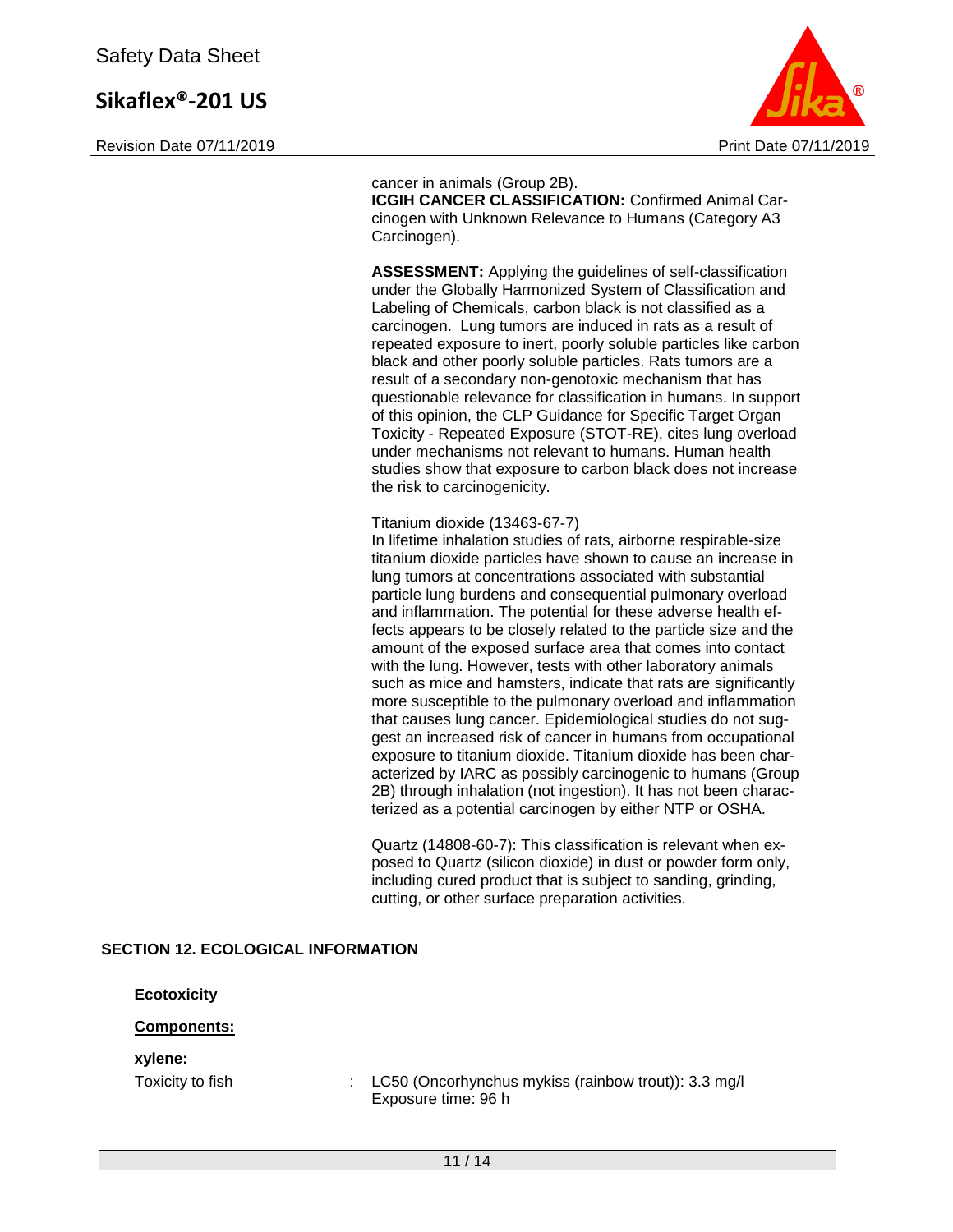cancer in animals (Group 2B).
**ICGIH CANCER CLASSIFICATION:** Confirmed Animal Carcinogen with Unknown Relevance to Humans (Category A3 Carcinogen).

**ASSESSMENT:** Applying the guidelines of self-classification under the Globally Harmonized System of Classification and Labeling of Chemicals, carbon black is not classified as a carcinogen. Lung tumors are induced in rats as a result of repeated exposure to inert, poorly soluble particles like carbon black and other poorly soluble particles. Rats tumors are a result of a secondary non-genotoxic mechanism that has questionable relevance for classification in humans. In support of this opinion, the CLP Guidance for Specific Target Organ Toxicity - Repeated Exposure (STOT-RE), cites lung overload under mechanisms not relevant to humans. Human health studies show that exposure to carbon black does not increase the risk to carcinogenicity.

Titanium dioxide (13463-67-7)
In lifetime inhalation studies of rats, airborne respirable-size titanium dioxide particles have shown to cause an increase in lung tumors at concentrations associated with substantial particle lung burdens and consequential pulmonary overload and inflammation. The potential for these adverse health effects appears to be closely related to the particle size and the amount of the exposed surface area that comes into contact with the lung. However, tests with other laboratory animals such as mice and hamsters, indicate that rats are significantly more susceptible to the pulmonary overload and inflammation that causes lung cancer. Epidemiological studies do not suggest an increased risk of cancer in humans from occupational exposure to titanium dioxide. Titanium dioxide has been characterized by IARC as possibly carcinogenic to humans (Group 2B) through inhalation (not ingestion). It has not been characterized as a potential carcinogen by either NTP or OSHA.

Quartz (14808-60-7): This classification is relevant when exposed to Quartz (silicon dioxide) in dust or powder form only, including cured product that is subject to sanding, grinding, cutting, or other surface preparation activities.

## SECTION 12. ECOLOGICAL INFORMATION

**Ecotoxicity**

**Components:**

**xylene:**

Toxicity to fish : LC50 (Oncorhynchus mykiss (rainbow trout)): 3.3 mg/l
Exposure time: 96 h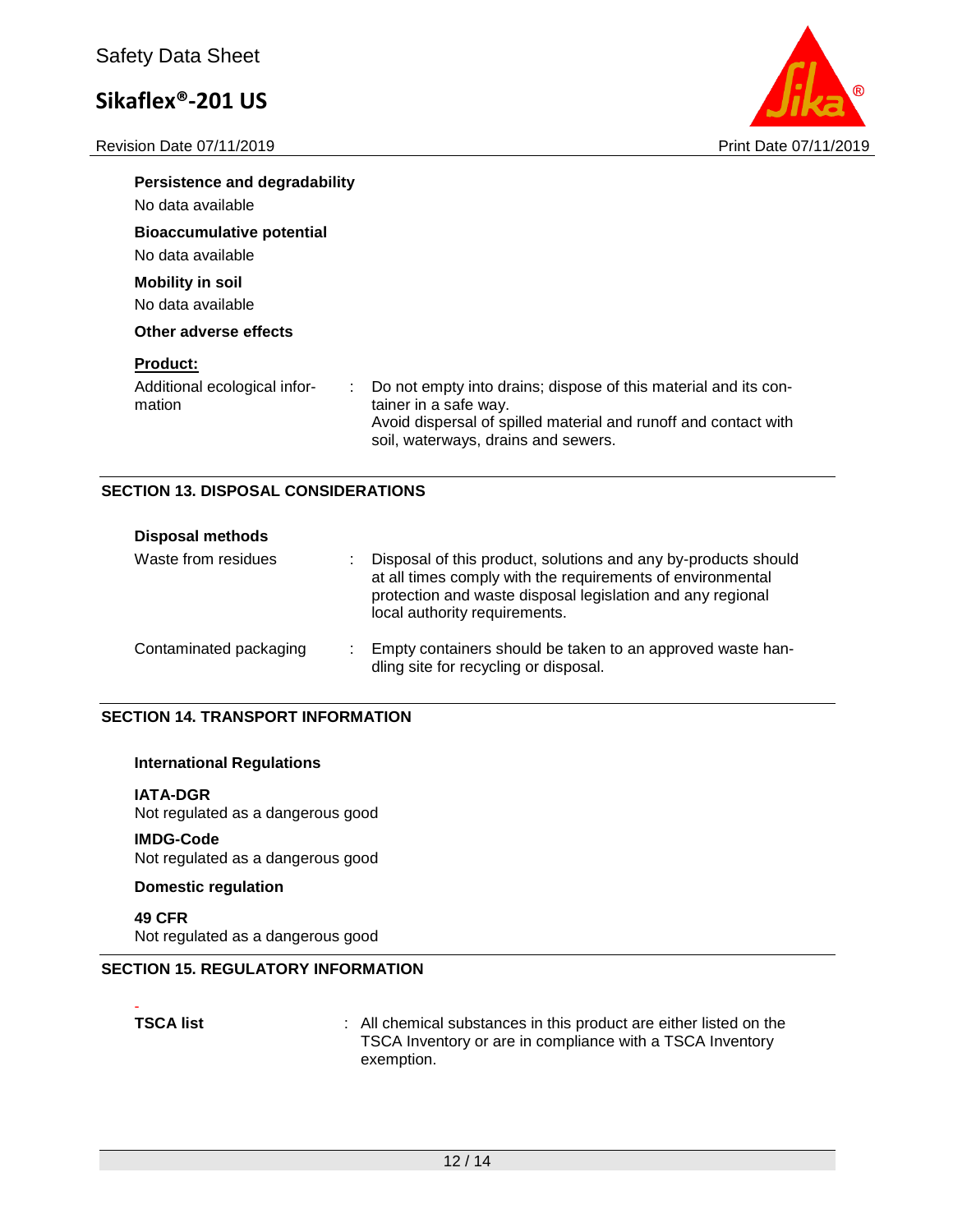**Persistence and degradability**

No data available

**Bioaccumulative potential**

No data available

**Mobility in soil**

No data available

**Other adverse effects**

**Product:**

| | |
|---|---|
| Additional ecological information | : Do not empty into drains; dispose of this material and its container in a safe way. Avoid dispersal of spilled material and runoff and contact with soil, waterways, drains and sewers. |

## SECTION 13. DISPOSAL CONSIDERATIONS

**Disposal methods**

| | |
|---|---|
| Waste from residues | : Disposal of this product, solutions and any by-products should at all times comply with the requirements of environmental protection and waste disposal legislation and any regional local authority requirements. |
| Contaminated packaging | : Empty containers should be taken to an approved waste handling site for recycling or disposal. |

## SECTION 14. TRANSPORT INFORMATION

**International Regulations**

**IATA-DGR**

Not regulated as a dangerous good

**IMDG-Code**

Not regulated as a dangerous good

**Domestic regulation**

**49 CFR**

Not regulated as a dangerous good

## SECTION 15. REGULATORY INFORMATION

| | |
|---|---|
| **TSCA list** | : All chemical substances in this product are either listed on the TSCA Inventory or are in compliance with a TSCA Inventory exemption. |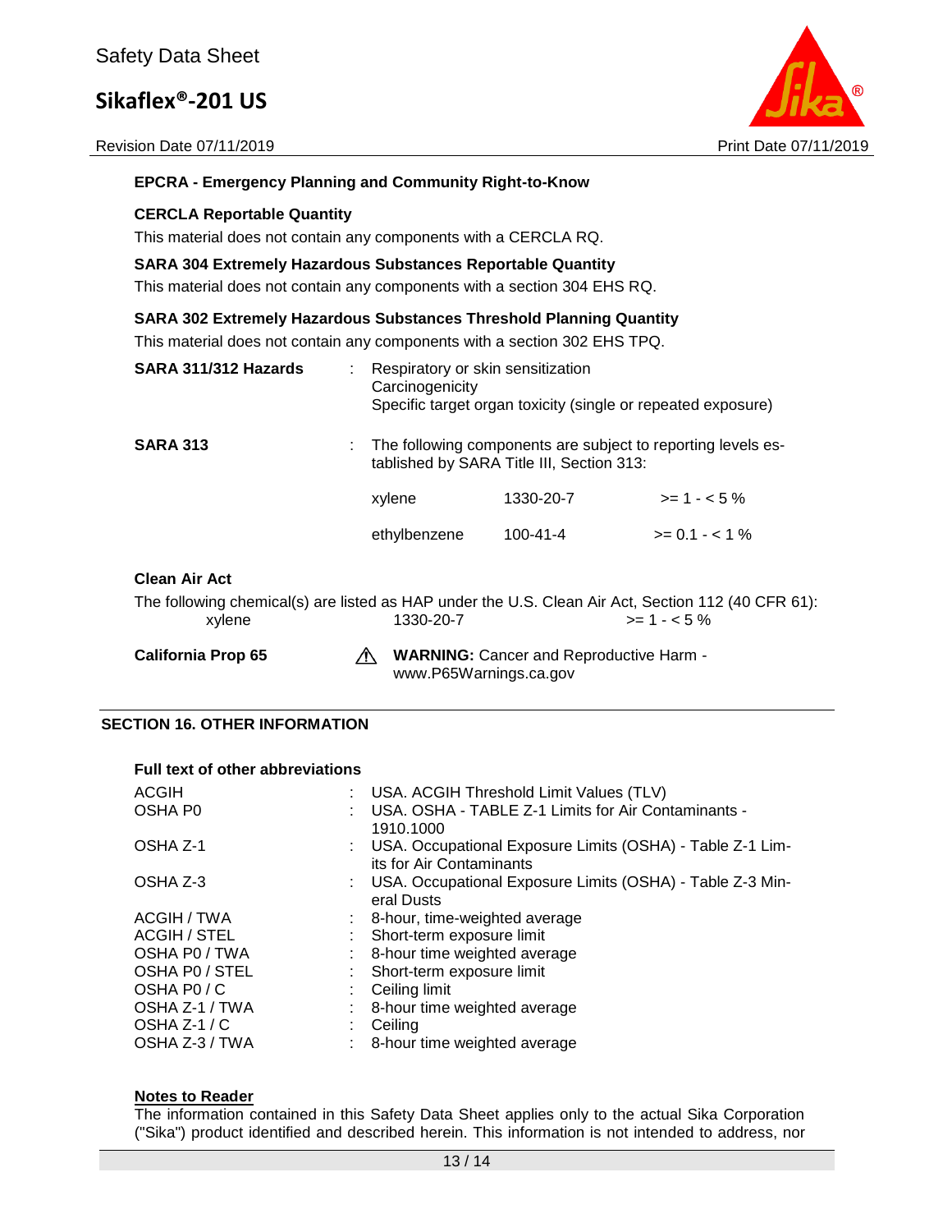**EPCRA - Emergency Planning and Community Right-to-Know**

**CERCLA Reportable Quantity**

This material does not contain any components with a CERCLA RQ.

**SARA 304 Extremely Hazardous Substances Reportable Quantity**

This material does not contain any components with a section 304 EHS RQ.

**SARA 302 Extremely Hazardous Substances Threshold Planning Quantity**

This material does not contain any components with a section 302 EHS TPQ.

**SARA 311/312 Hazards** : Respiratory or skin sensitization
Carcinogenicity
Specific target organ toxicity (single or repeated exposure)

**SARA 313** : The following components are subject to reporting levels established by SARA Title III, Section 313:

| | | |
|---|---|---|
| xylene | 1330-20-7 | >= 1 - < 5 % |
| ethylbenzene | 100-41-4 | >= 0.1 - < 1 % |

**Clean Air Act**

The following chemical(s) are listed as HAP under the U.S. Clean Air Act, Section 112 (40 CFR 61):

| | | |
|---|---|---|
| xylene | 1330-20-7 | >= 1 - < 5 % |

**California Prop 65** ⚠ **WARNING:** Cancer and Reproductive Harm - www.P65Warnings.ca.gov

## SECTION 16. OTHER INFORMATION

**Full text of other abbreviations**

| | |
|---|---|
| ACGIH | : USA. ACGIH Threshold Limit Values (TLV) |
| OSHA P0 | : USA. OSHA - TABLE Z-1 Limits for Air Contaminants - 1910.1000 |
| OSHA Z-1 | : USA. Occupational Exposure Limits (OSHA) - Table Z-1 Limits for Air Contaminants |
| OSHA Z-3 | : USA. Occupational Exposure Limits (OSHA) - Table Z-3 Mineral Dusts |
| ACGIH / TWA | : 8-hour, time-weighted average |
| ACGIH / STEL | : Short-term exposure limit |
| OSHA P0 / TWA | : 8-hour time weighted average |
| OSHA P0 / STEL | : Short-term exposure limit |
| OSHA P0 / C | : Ceiling limit |
| OSHA Z-1 / TWA | : 8-hour time weighted average |
| OSHA Z-1 / C | : Ceiling |
| OSHA Z-3 / TWA | : 8-hour time weighted average |

**Notes to Reader**

The information contained in this Safety Data Sheet applies only to the actual Sika Corporation ("Sika") product identified and described herein. This information is not intended to address, nor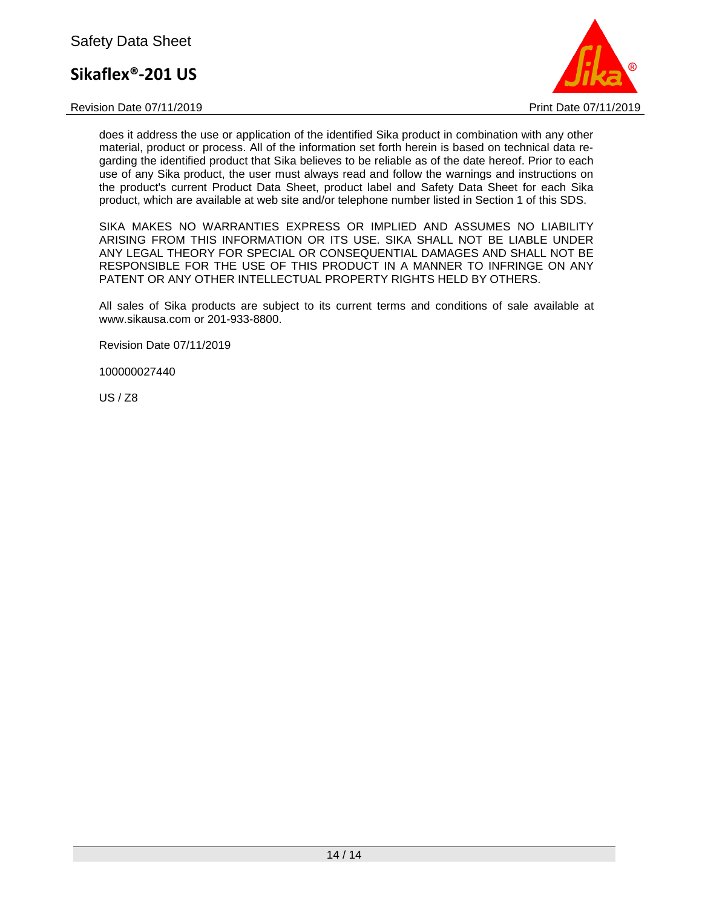does it address the use or application of the identified Sika product in combination with any other material, product or process. All of the information set forth herein is based on technical data regarding the identified product that Sika believes to be reliable as of the date hereof. Prior to each use of any Sika product, the user must always read and follow the warnings and instructions on the product's current Product Data Sheet, product label and Safety Data Sheet for each Sika product, which are available at web site and/or telephone number listed in Section 1 of this SDS.

SIKA MAKES NO WARRANTIES EXPRESS OR IMPLIED AND ASSUMES NO LIABILITY ARISING FROM THIS INFORMATION OR ITS USE. SIKA SHALL NOT BE LIABLE UNDER ANY LEGAL THEORY FOR SPECIAL OR CONSEQUENTIAL DAMAGES AND SHALL NOT BE RESPONSIBLE FOR THE USE OF THIS PRODUCT IN A MANNER TO INFRINGE ON ANY PATENT OR ANY OTHER INTELLECTUAL PROPERTY RIGHTS HELD BY OTHERS.

All sales of Sika products are subject to its current terms and conditions of sale available at www.sikausa.com or 201-933-8800.

Revision Date 07/11/2019

100000027440

US / Z8